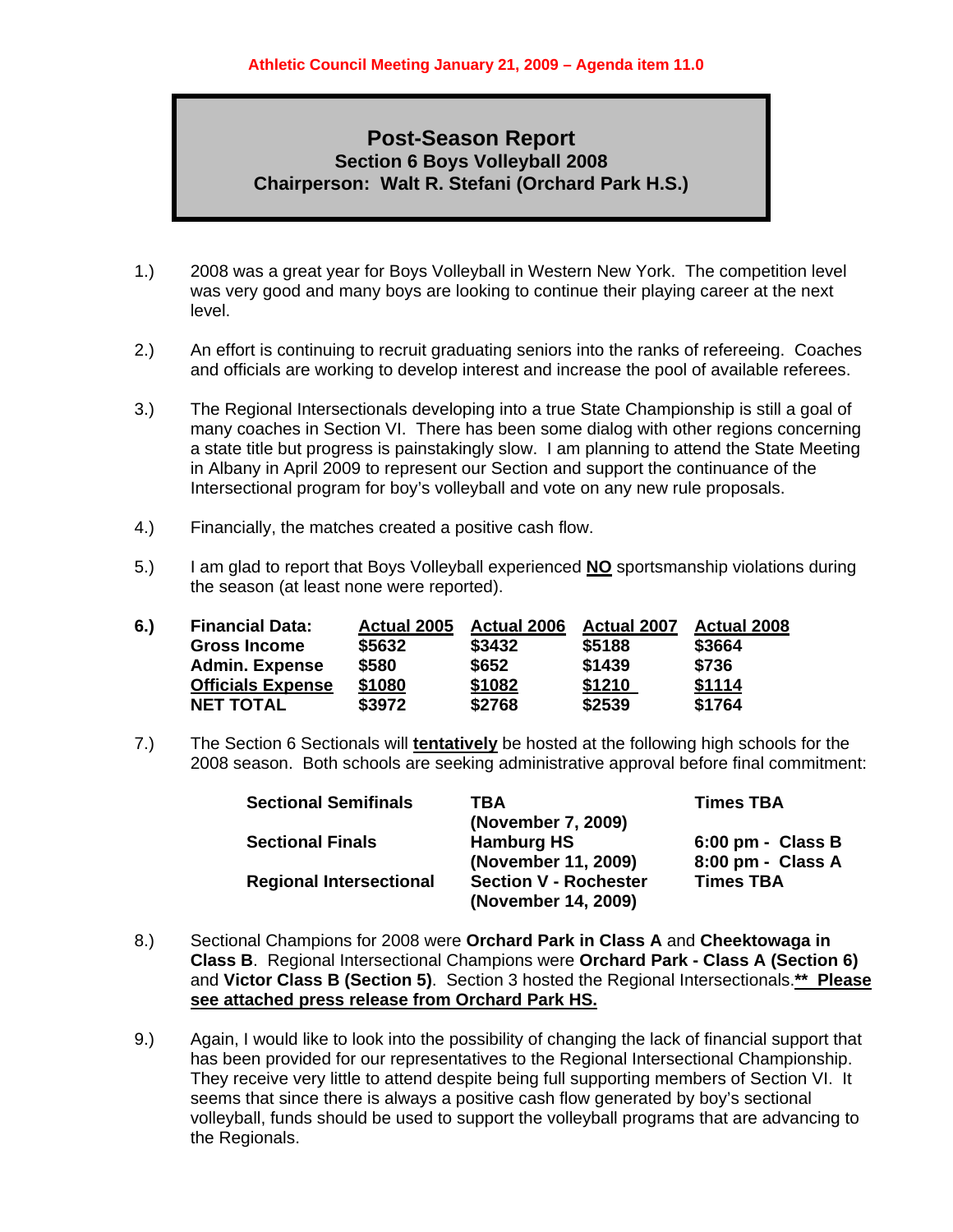**Athletic Council Meeting January 21, 2009 – Agenda item 11.0**

# Post-Season Report

## Section 6 Boys Volleyball 2008

## Chairperson: Walt R. Stefani (Orchard Park H.S.)

1.) 2008 was a great year for Boys Volleyball in Western New York. The competition level was very good and many boys are looking to continue their playing career at the next level.

2.) An effort is continuing to recruit graduating seniors into the ranks of refereeing. Coaches and officials are working to develop interest and increase the pool of available referees.

3.) The Regional Intersectionals developing into a true State Championship is still a goal of many coaches in Section VI. There has been some dialog with other regions concerning a state title but progress is painstakingly slow. I am planning to attend the State Meeting in Albany in April 2009 to represent our Section and support the continuance of the Intersectional program for boy's volleyball and vote on any new rule proposals.

4.) Financially, the matches created a positive cash flow.

5.) I am glad to report that Boys Volleyball experienced **NO** sportsmanship violations during the season (at least none were reported).

6.) **Financial Data:**

| Financial Data: | Actual 2005 | Actual 2006 | Actual 2007 | Actual 2008 |
|---|---|---|---|---|
| Gross Income | $5632 | $3432 | $5188 | $3664 |
| Admin. Expense | $580 | $652 | $1439 | $736 |
| Officials Expense | $1080 | $1082 | $1210 | $1114 |
| NET TOTAL | $3972 | $2768 | $2539 | $1764 |

7.) The Section 6 Sectionals will **tentatively** be hosted at the following high schools for the 2008 season. Both schools are seeking administrative approval before final commitment:

| | | |
|---|---|---|
| **Sectional Semifinals** | **TBA (November 7, 2009)** | **Times TBA** |
| **Sectional Finals** | **Hamburg HS (November 11, 2009)** | **6:00 pm - Class B** <br> **8:00 pm - Class A** |
| **Regional Intersectional** | **Section V - Rochester (November 14, 2009)** | **Times TBA** |

8.) Sectional Champions for 2008 were **Orchard Park in Class A** and **Cheektowaga in Class B**. Regional Intersectional Champions were **Orchard Park - Class A (Section 6)** and **Victor Class B (Section 5)**. Section 3 hosted the Regional Intersectionals.**** Please see attached press release from Orchard Park HS.**

9.) Again, I would like to look into the possibility of changing the lack of financial support that has been provided for our representatives to the Regional Intersectional Championship. They receive very little to attend despite being full supporting members of Section VI. It seems that since there is always a positive cash flow generated by boy's sectional volleyball, funds should be used to support the volleyball programs that are advancing to the Regionals.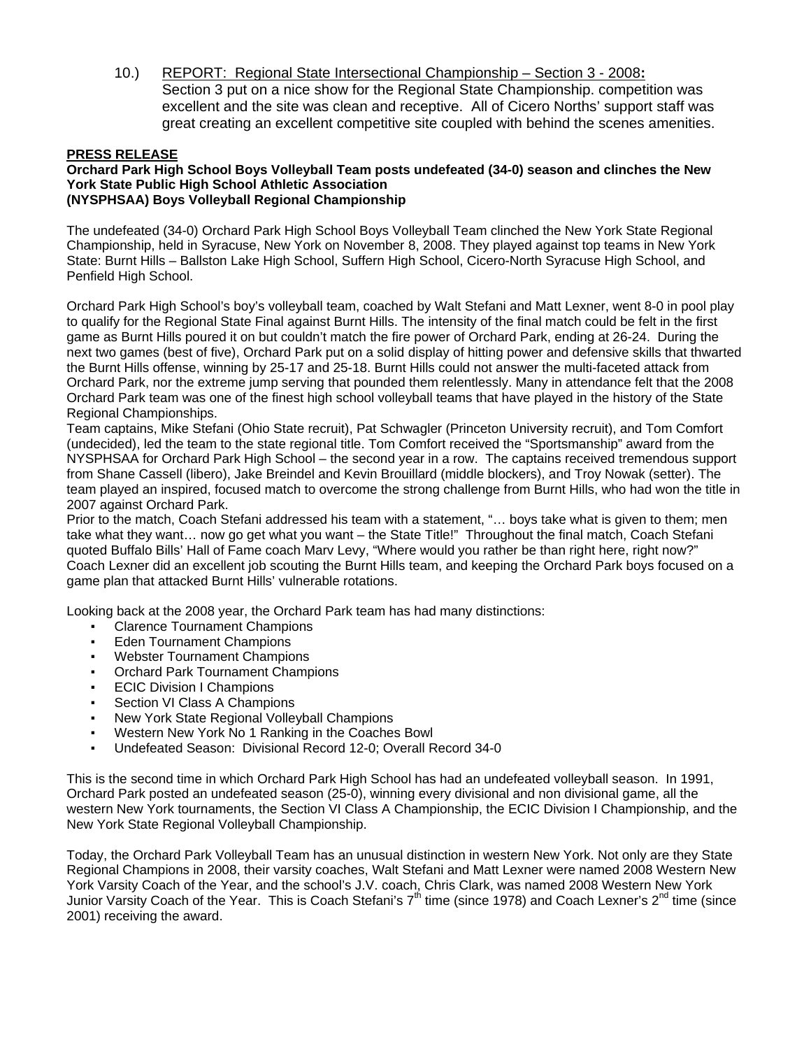10.) REPORT: Regional State Intersectional Championship – Section 3 - 2008**:**
Section 3 put on a nice show for the Regional State Championship. competition was excellent and the site was clean and receptive. All of Cicero Norths' support staff was great creating an excellent competitive site coupled with behind the scenes amenities.

**PRESS RELEASE**

**Orchard Park High School Boys Volleyball Team posts undefeated (34-0) season and clinches the New York State Public High School Athletic Association (NYSPHSAA) Boys Volleyball Regional Championship**

The undefeated (34-0) Orchard Park High School Boys Volleyball Team clinched the New York State Regional Championship, held in Syracuse, New York on November 8, 2008. They played against top teams in New York State: Burnt Hills – Ballston Lake High School, Suffern High School, Cicero-North Syracuse High School, and Penfield High School.

Orchard Park High School's boy's volleyball team, coached by Walt Stefani and Matt Lexner, went 8-0 in pool play to qualify for the Regional State Final against Burnt Hills. The intensity of the final match could be felt in the first game as Burnt Hills poured it on but couldn't match the fire power of Orchard Park, ending at 26-24. During the next two games (best of five), Orchard Park put on a solid display of hitting power and defensive skills that thwarted the Burnt Hills offense, winning by 25-17 and 25-18. Burnt Hills could not answer the multi-faceted attack from Orchard Park, nor the extreme jump serving that pounded them relentlessly. Many in attendance felt that the 2008 Orchard Park team was one of the finest high school volleyball teams that have played in the history of the State Regional Championships.

Team captains, Mike Stefani (Ohio State recruit), Pat Schwagler (Princeton University recruit), and Tom Comfort (undecided), led the team to the state regional title. Tom Comfort received the "Sportsmanship" award from the NYSPHSAA for Orchard Park High School – the second year in a row. The captains received tremendous support from Shane Cassell (libero), Jake Breindel and Kevin Brouillard (middle blockers), and Troy Nowak (setter). The team played an inspired, focused match to overcome the strong challenge from Burnt Hills, who had won the title in 2007 against Orchard Park.

Prior to the match, Coach Stefani addressed his team with a statement, "… boys take what is given to them; men take what they want… now go get what you want – the State Title!" Throughout the final match, Coach Stefani quoted Buffalo Bills' Hall of Fame coach Marv Levy, "Where would you rather be than right here, right now?" Coach Lexner did an excellent job scouting the Burnt Hills team, and keeping the Orchard Park boys focused on a game plan that attacked Burnt Hills' vulnerable rotations.

Looking back at the 2008 year, the Orchard Park team has had many distinctions:

- Clarence Tournament Champions
- Eden Tournament Champions
- Webster Tournament Champions
- Orchard Park Tournament Champions
- ECIC Division I Champions
- Section VI Class A Champions
- New York State Regional Volleyball Champions
- Western New York No 1 Ranking in the Coaches Bowl
- Undefeated Season: Divisional Record 12-0; Overall Record 34-0

This is the second time in which Orchard Park High School has had an undefeated volleyball season. In 1991, Orchard Park posted an undefeated season (25-0), winning every divisional and non divisional game, all the western New York tournaments, the Section VI Class A Championship, the ECIC Division I Championship, and the New York State Regional Volleyball Championship.

Today, the Orchard Park Volleyball Team has an unusual distinction in western New York. Not only are they State Regional Champions in 2008, their varsity coaches, Walt Stefani and Matt Lexner were named 2008 Western New York Varsity Coach of the Year, and the school's J.V. coach, Chris Clark, was named 2008 Western New York Junior Varsity Coach of the Year. This is Coach Stefani's 7th time (since 1978) and Coach Lexner's 2nd time (since 2001) receiving the award.